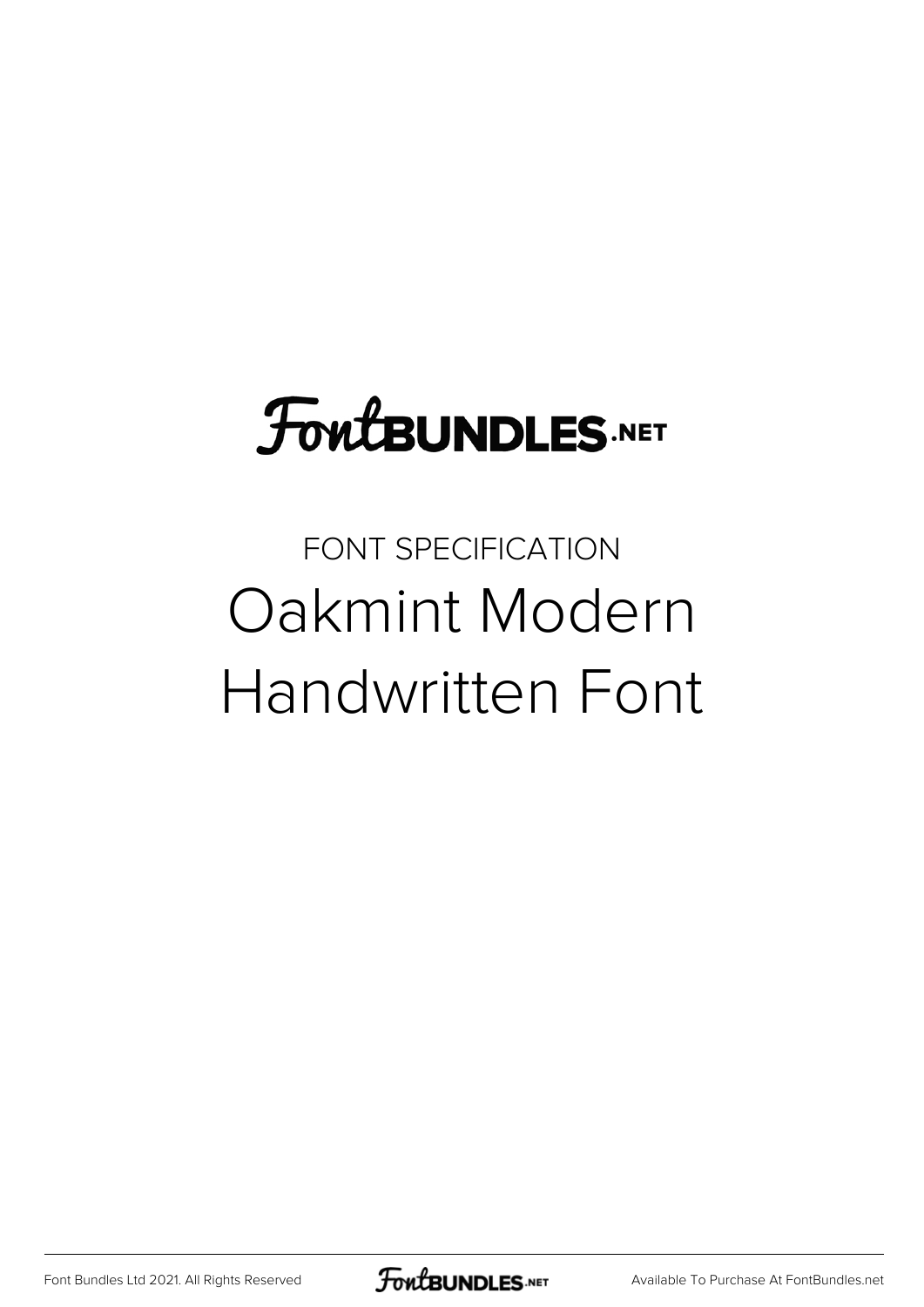FONTBUNDLES.NET

FONT SPECIFICATION

# Oakmint Modern Handwritten Font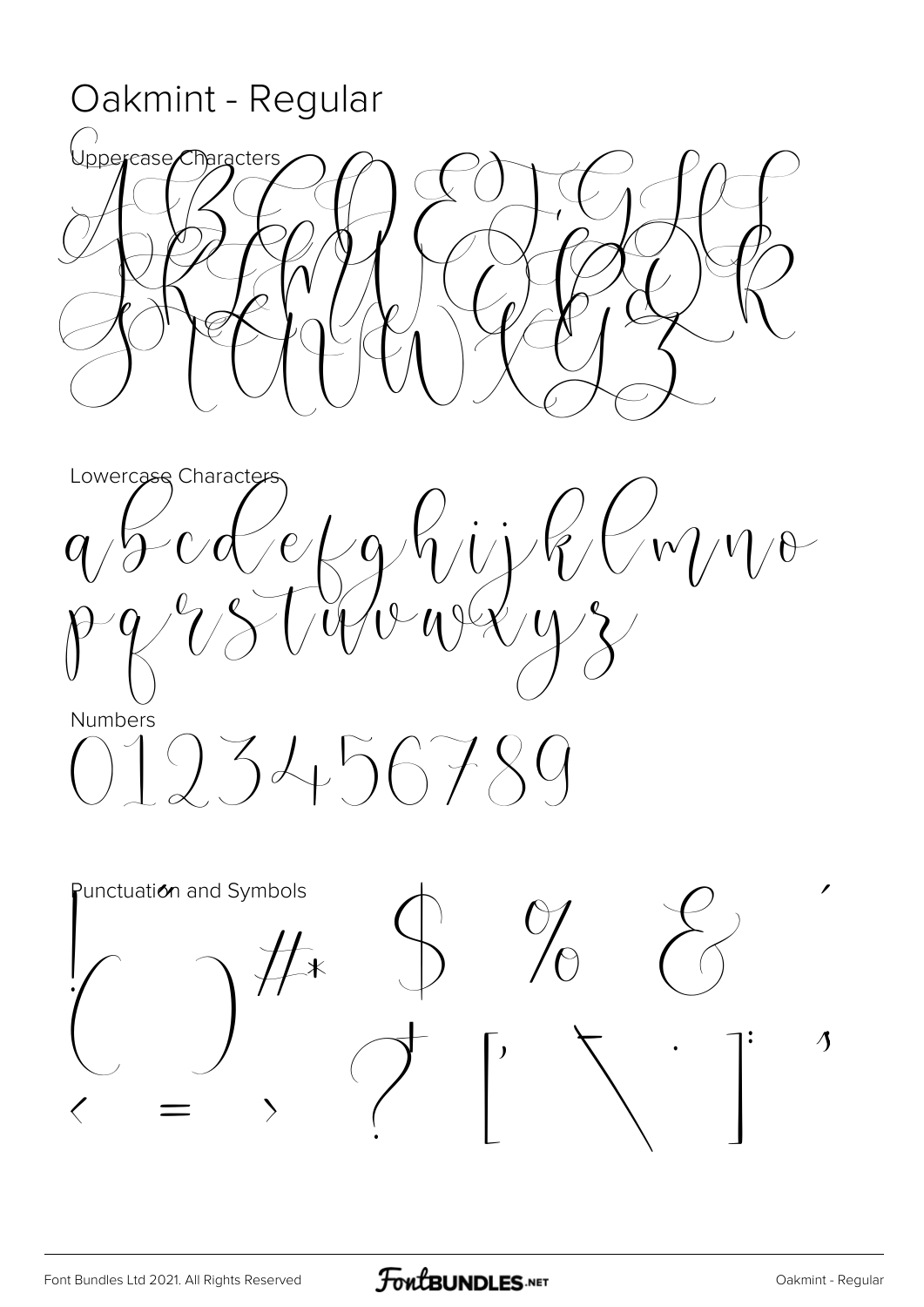# Oakmint - Regular

Uppercase Characters

A B C D E F G H I J K L M N O P Q R S T U V W X Y Z

Lowercase Characters

a b c d e f g h i j k l m n o
p q r s t u v w x y z

Numbers

0 1 2 3 4 5 6 7 8 9

Punctuation and Symbols

! ( ) # * $ % & '
? [ \ . ] : ,
< = >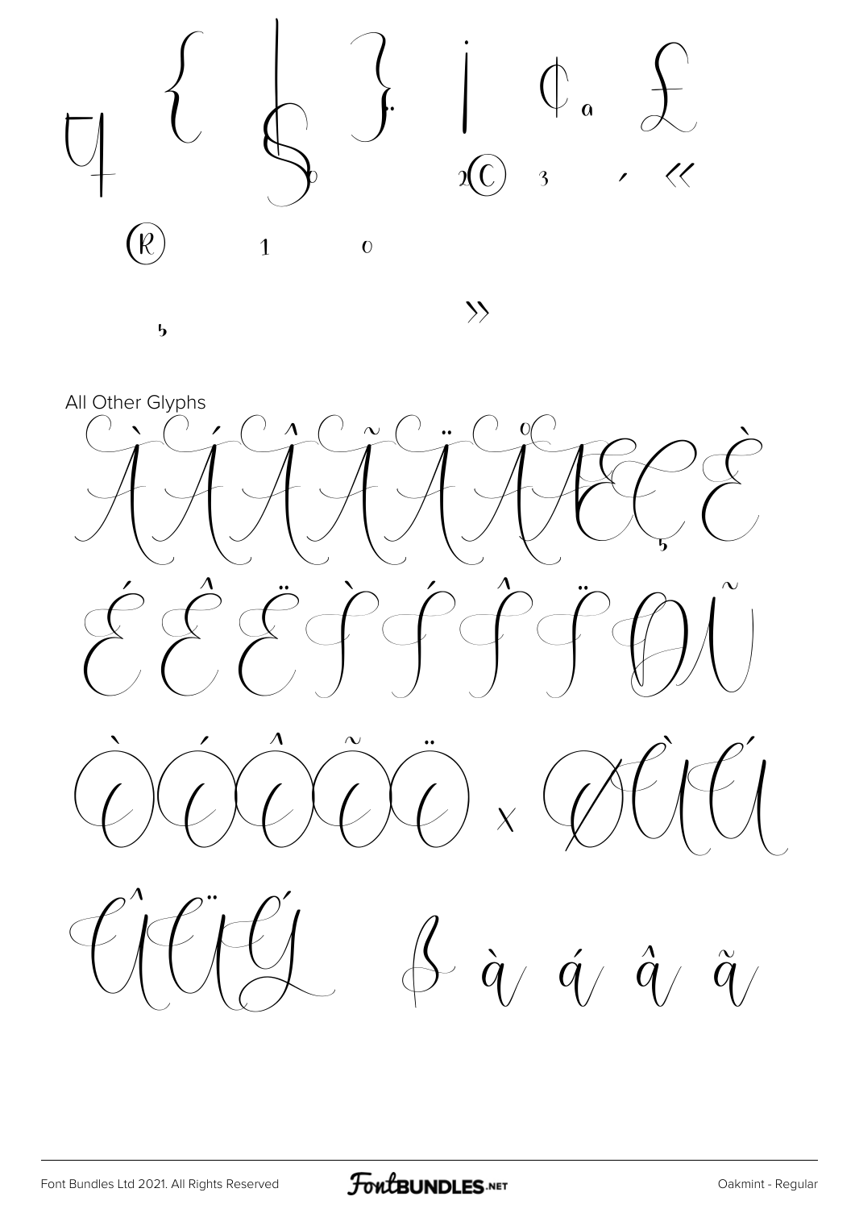¤ { ¦ } § ¨ © ª « ¬ ® ¯ ° ± ² ³ ´ µ ¶ · ¸ ¹ º »

## All Other Glyphs

À Á Â Ã Ä Å Æ Ç È

É Ê Ë Ì Í Î Ï Ð Ñ

Ò Ó Ô Õ Ö × Ø Ù Ú

Û Ü Ý ß à á â ã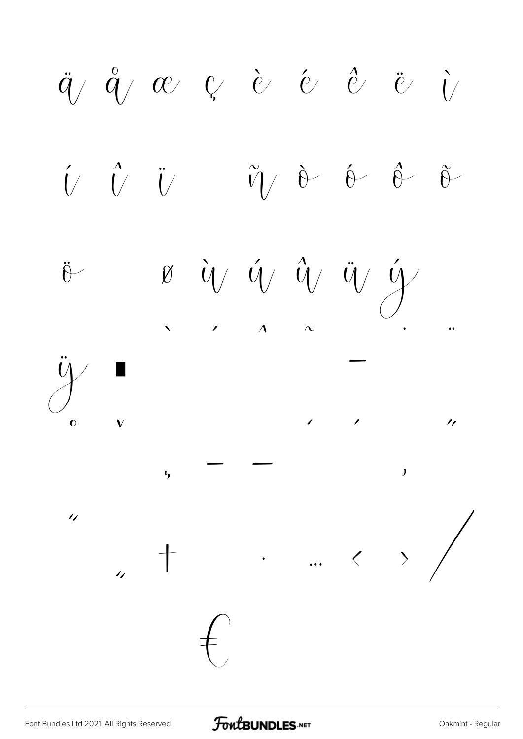ä å æ ç è é ê ë ì

í î ï ñ ò ó ô õ

ö ø ù ú û ü ý

` ´ ˆ ˜ ˙ ¨

ÿ ■ —

˚ ˇ ' ' ˝

¸ – — ‚

"

„ † · … ‹ › ⁄

€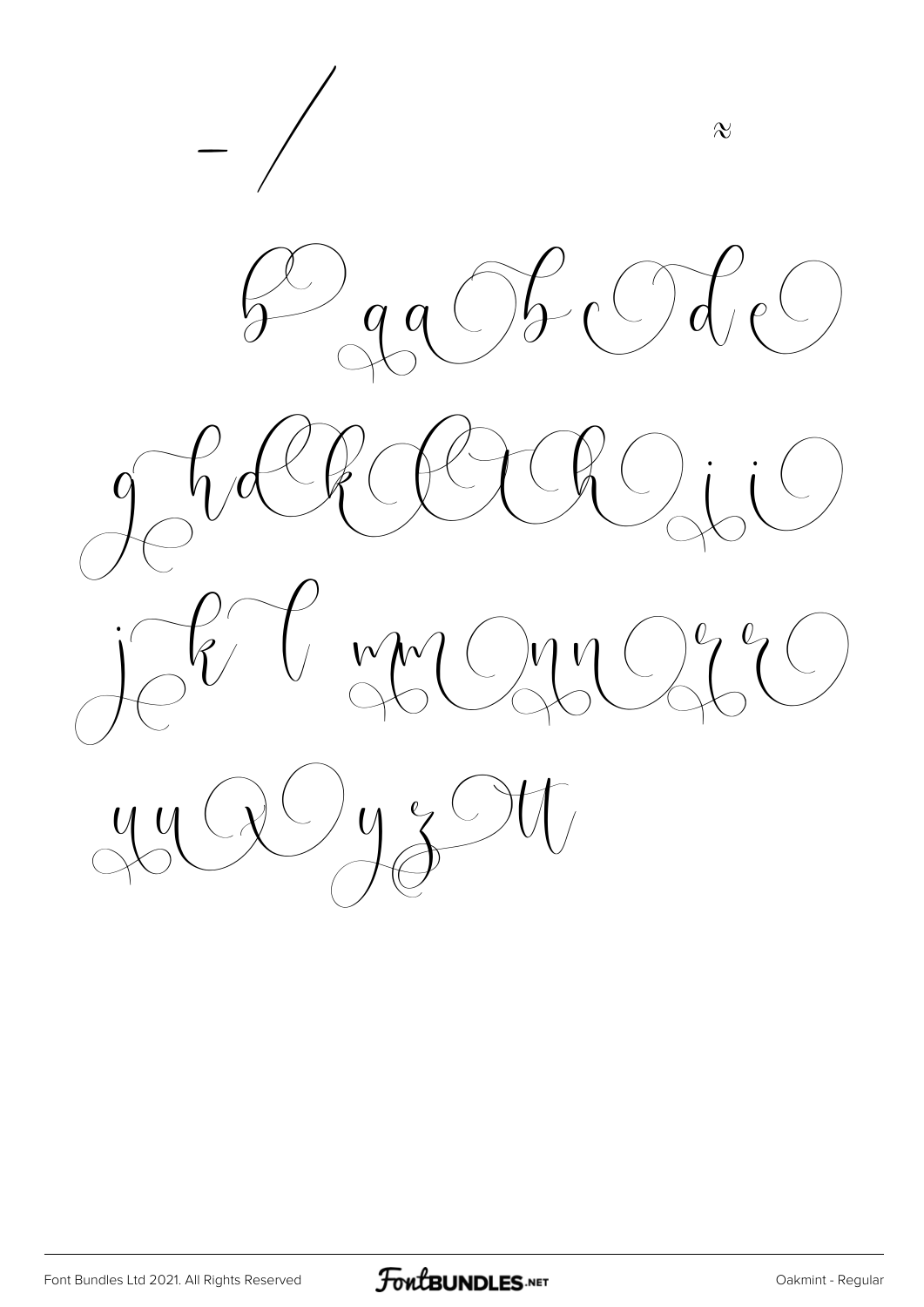- /                ≈

b qa b c d e

g h d k k h i i

j k l m m n n r r

u u x y z tt